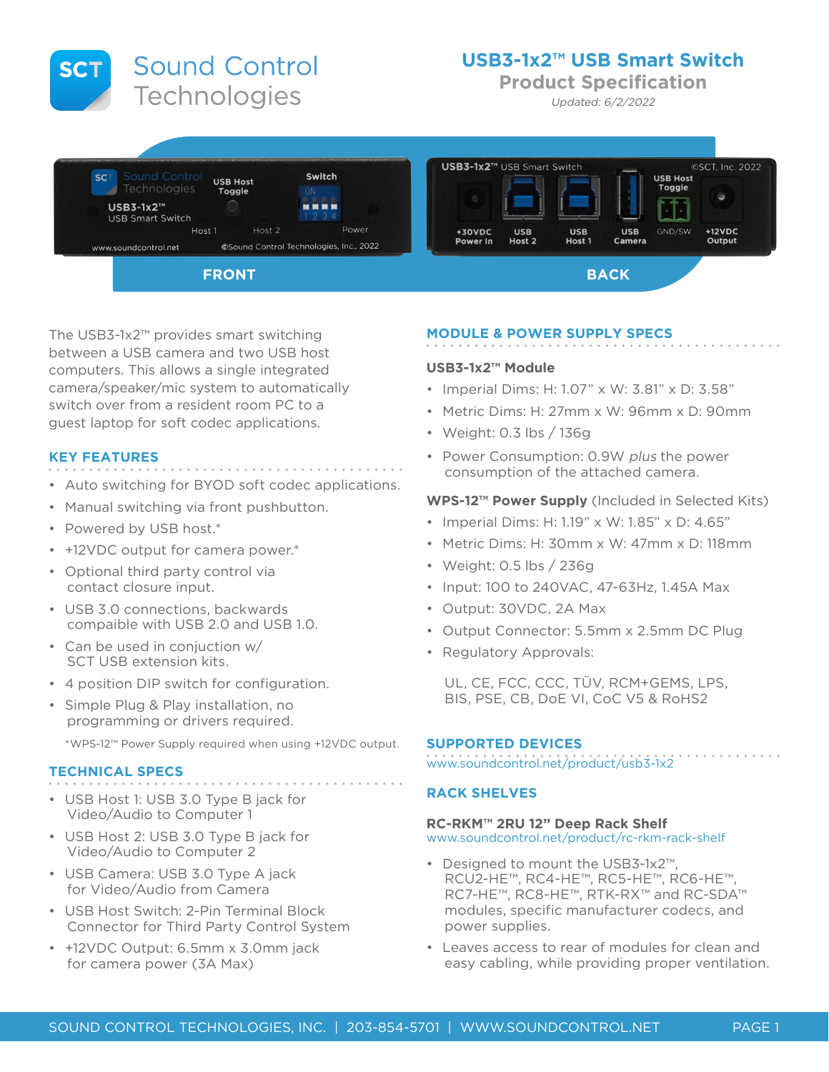# Sound Control Technologies

## USB3-1x2™ USB Smart Switch
### Product Specification
*Updated: 6/2/2022*

FRONT

BACK

The USB3-1x2™ provides smart switching between a USB camera and two USB host computers. This allows a single integrated camera/speaker/mic system to automatically switch over from a resident room PC to a guest laptop for soft codec applications.

### KEY FEATURES

- Auto switching for BYOD soft codec applications.
- Manual switching via front pushbutton.
- Powered by USB host.*
- +12VDC output for camera power.*
- Optional third party control via contact closure input.
- USB 3.0 connections, backwards compaible with USB 2.0 and USB 1.0.
- Can be used in conjuction w/ SCT USB extension kits.
- 4 position DIP switch for configuration.
- Simple Plug & Play installation, no programming or drivers required.

*WPS-12™ Power Supply required when using +12VDC output.

### TECHNICAL SPECS

- USB Host 1: USB 3.0 Type B jack for Video/Audio to Computer 1
- USB Host 2: USB 3.0 Type B jack for Video/Audio to Computer 2
- USB Camera: USB 3.0 Type A jack for Video/Audio from Camera
- USB Host Switch: 2-Pin Terminal Block Connector for Third Party Control System
- +12VDC Output: 6.5mm x 3.0mm jack for camera power (3A Max)

### MODULE & POWER SUPPLY SPECS

**USB3-1x2™ Module**

- Imperial Dims: H: 1.07" x W: 3.81" x D: 3.58"
- Metric Dims: H: 27mm x W: 96mm x D: 90mm
- Weight: 0.3 lbs / 136g
- Power Consumption: 0.9W *plus* the power consumption of the attached camera.

**WPS-12™ Power Supply** (Included in Selected Kits)

- Imperial Dims: H: 1.19" x W: 1.85" x D: 4.65"
- Metric Dims: H: 30mm x W: 47mm x D: 118mm
- Weight: 0.5 lbs / 236g
- Input: 100 to 240VAC, 47-63Hz, 1.45A Max
- Output: 30VDC, 2A Max
- Output Connector: 5.5mm x 2.5mm DC Plug
- Regulatory Approvals:

  UL, CE, FCC, CCC, TÜV, RCM+GEMS, LPS, BIS, PSE, CB, DoE VI, CoC V5 & RoHS2

### SUPPORTED DEVICES

www.soundcontrol.net/product/usb3-1x2

### RACK SHELVES

**RC-RKM™ 2RU 12" Deep Rack Shelf**
www.soundcontrol.net/product/rc-rkm-rack-shelf

- Designed to mount the USB3-1x2™, RCU2-HE™, RC4-HE™, RC5-HE™, RC6-HE™, RC7-HE™, RC8-HE™, RTK-RX™ and RC-SDA™ modules, specific manufacturer codecs, and power supplies.
- Leaves access to rear of modules for clean and easy cabling, while providing proper ventilation.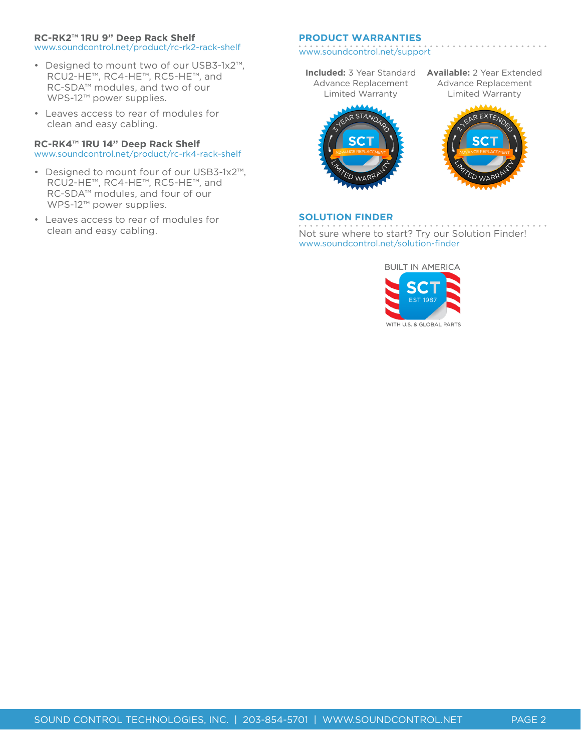### RC-RK2™ 1RU 9" Deep Rack Shelf

www.soundcontrol.net/product/rc-rk2-rack-shelf

- Designed to mount two of our USB3-1x2™, RCU2-HE™, RC4-HE™, RC5-HE™, and RC-SDA™ modules, and two of our WPS-12™ power supplies.
- Leaves access to rear of modules for clean and easy cabling.

### RC-RK4™ 1RU 14" Deep Rack Shelf

www.soundcontrol.net/product/rc-rk4-rack-shelf

- Designed to mount four of our USB3-1x2™, RCU2-HE™, RC4-HE™, RC5-HE™, and RC-SDA™ modules, and four of our WPS-12™ power supplies.
- Leaves access to rear of modules for clean and easy cabling.

## PRODUCT WARRANTIES

www.soundcontrol.net/support

**Included:** 3 Year Standard Advance Replacement Limited Warranty

**Available:** 2 Year Extended Advance Replacement Limited Warranty

## SOLUTION FINDER

Not sure where to start? Try our Solution Finder!

www.soundcontrol.net/solution-finder

BUILT IN AMERICA

SCT EST 1987

WITH U.S. & GLOBAL PARTS